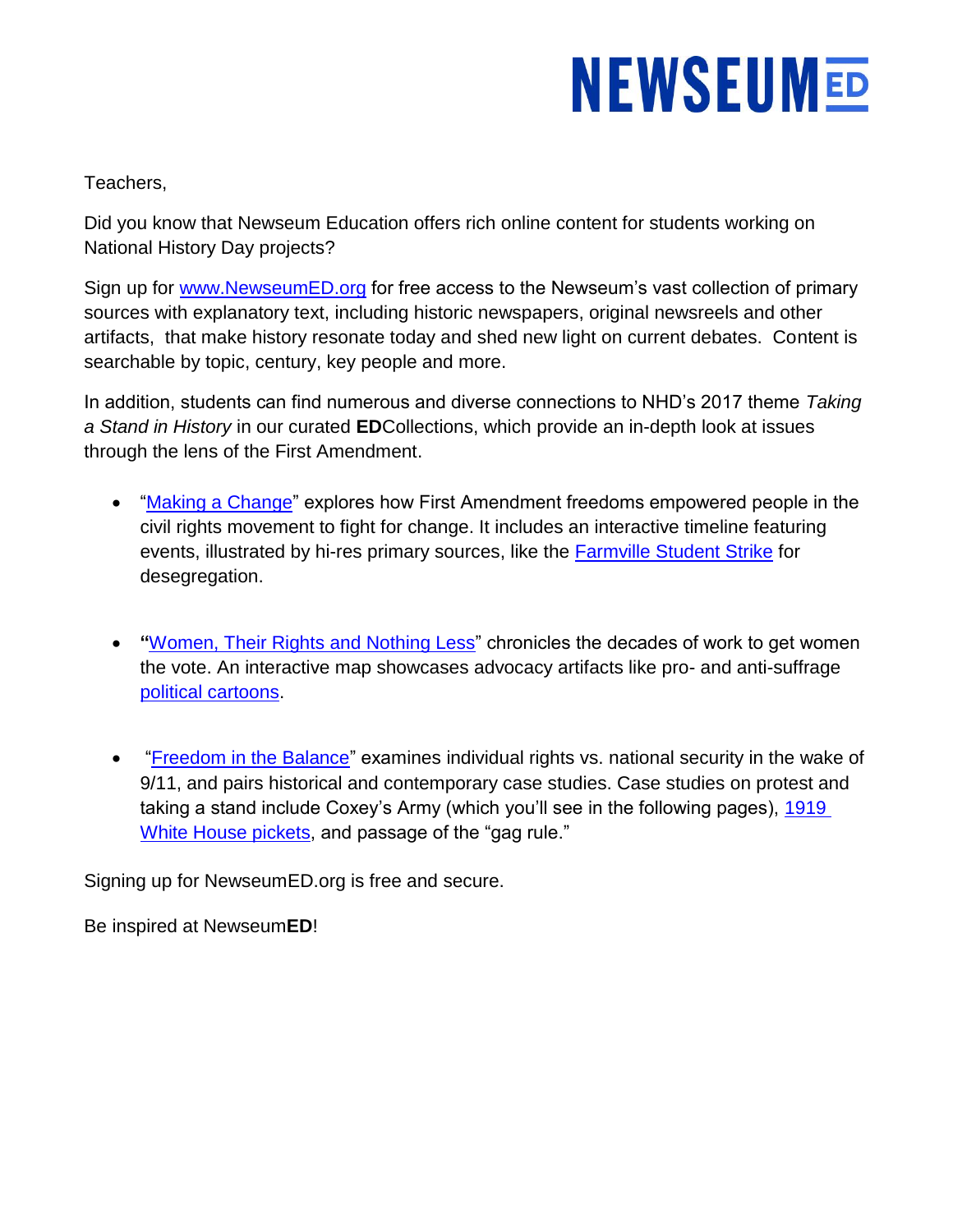# NEWSEUM ED

Teachers,

Did you know that Newseum Education offers rich online content for students working on National History Day projects?

Sign up for [www.NewseumED.org](www.NewseumED.org) for free access to the Newseum's vast collection of primary sources with explanatory text, including historic newspapers, original newsreels and other artifacts, that make history resonate today and shed new light on current debates. Content is searchable by topic, century, key people and more.

In addition, students can find numerous and diverse connections to NHD's 2017 theme *Taking a Stand in History* in our curated **ED**Collections, which provide an in-depth look at issues through the lens of the First Amendment.

- "Making a Change" explores how First Amendment freedoms empowered people in the civil rights movement to fight for change. It includes an interactive timeline featuring events, illustrated by hi-res primary sources, like the Farmville Student Strike for desegregation.

- "Women, Their Rights and Nothing Less" chronicles the decades of work to get women the vote. An interactive map showcases advocacy artifacts like pro- and anti-suffrage political cartoons.

- "Freedom in the Balance" examines individual rights vs. national security in the wake of 9/11, and pairs historical and contemporary case studies. Case studies on protest and taking a stand include Coxey's Army (which you'll see in the following pages), 1919 White House pickets, and passage of the "gag rule."

Signing up for NewseumED.org is free and secure.

Be inspired at Newseum**ED**!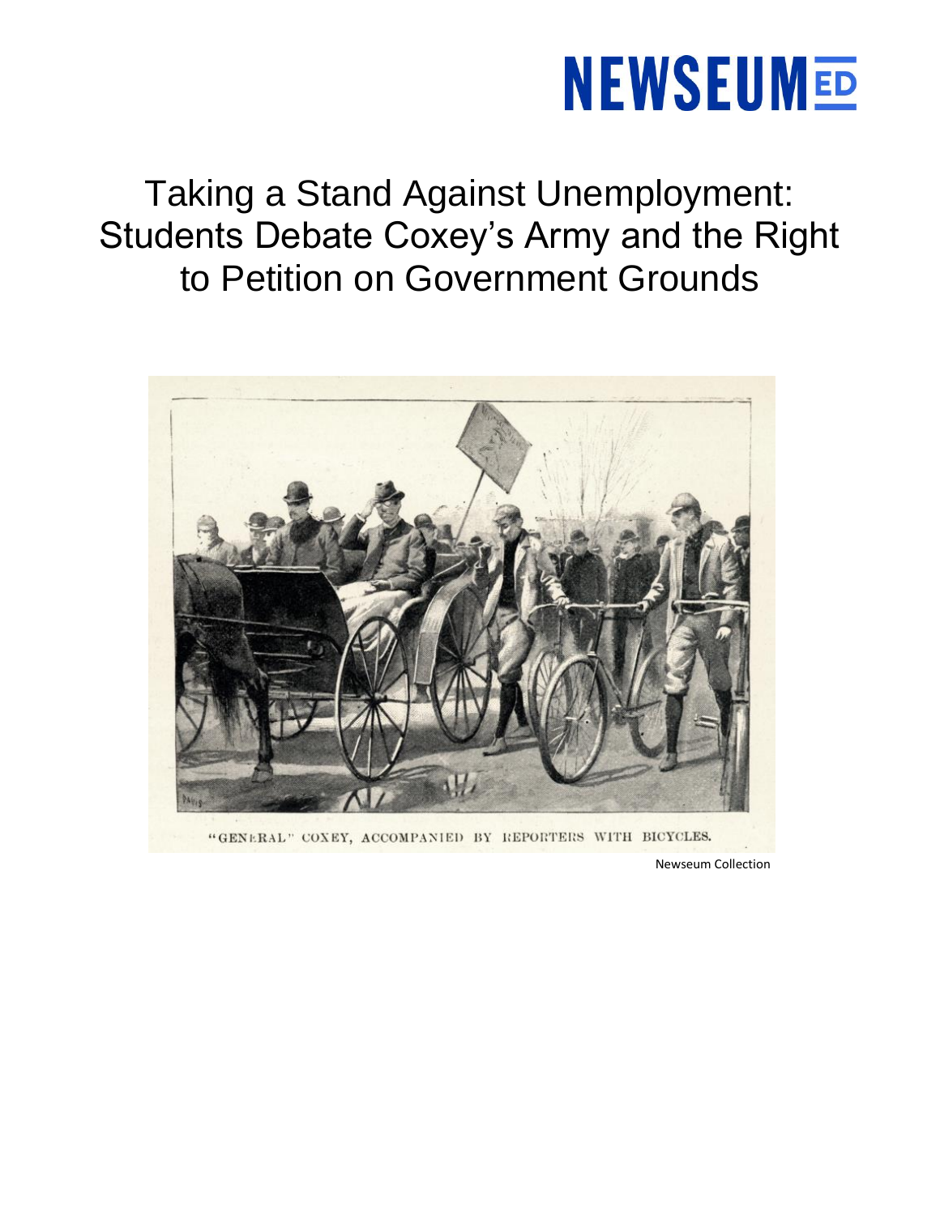NEWSEUM ED

# Taking a Stand Against Unemployment: Students Debate Coxey's Army and the Right to Petition on Government Grounds

"GENERAL" COXEY, ACCOMPANIED BY REPORTERS WITH BICYCLES.

Newseum Collection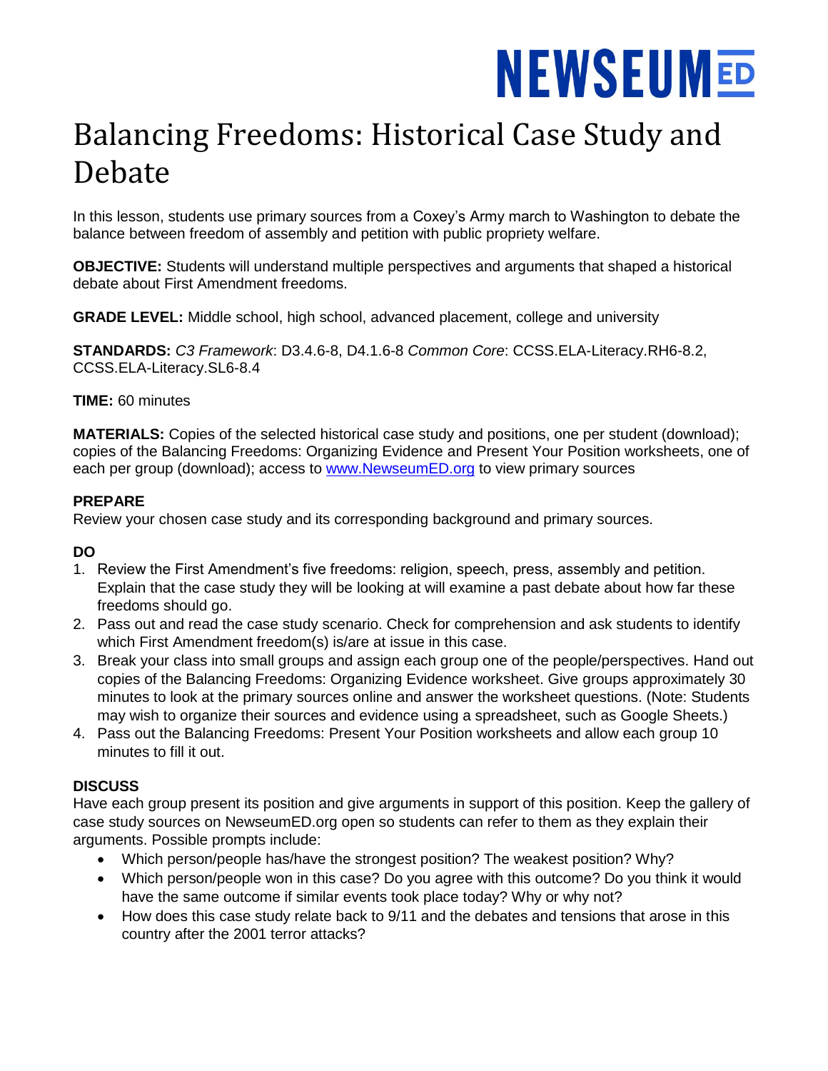# Balancing Freedoms: Historical Case Study and Debate

In this lesson, students use primary sources from a Coxey's Army march to Washington to debate the balance between freedom of assembly and petition with public propriety welfare.

**OBJECTIVE:** Students will understand multiple perspectives and arguments that shaped a historical debate about First Amendment freedoms.

**GRADE LEVEL:** Middle school, high school, advanced placement, college and university

**STANDARDS:** *C3 Framework*: D3.4.6-8, D4.1.6-8 *Common Core*: CCSS.ELA-Literacy.RH6-8.2, CCSS.ELA-Literacy.SL6-8.4

**TIME:** 60 minutes

**MATERIALS:** Copies of the selected historical case study and positions, one per student (download); copies of the Balancing Freedoms: Organizing Evidence and Present Your Position worksheets, one of each per group (download); access to www.NewseumED.org to view primary sources

**PREPARE**
Review your chosen case study and its corresponding background and primary sources.

**DO**

1. Review the First Amendment's five freedoms: religion, speech, press, assembly and petition. Explain that the case study they will be looking at will examine a past debate about how far these freedoms should go.
2. Pass out and read the case study scenario. Check for comprehension and ask students to identify which First Amendment freedom(s) is/are at issue in this case.
3. Break your class into small groups and assign each group one of the people/perspectives. Hand out copies of the Balancing Freedoms: Organizing Evidence worksheet. Give groups approximately 30 minutes to look at the primary sources online and answer the worksheet questions. (Note: Students may wish to organize their sources and evidence using a spreadsheet, such as Google Sheets.)
4. Pass out the Balancing Freedoms: Present Your Position worksheets and allow each group 10 minutes to fill it out.

**DISCUSS**
Have each group present its position and give arguments in support of this position. Keep the gallery of case study sources on NewseumED.org open so students can refer to them as they explain their arguments. Possible prompts include:

- Which person/people has/have the strongest position? The weakest position? Why?
- Which person/people won in this case? Do you agree with this outcome? Do you think it would have the same outcome if similar events took place today? Why or why not?
- How does this case study relate back to 9/11 and the debates and tensions that arose in this country after the 2001 terror attacks?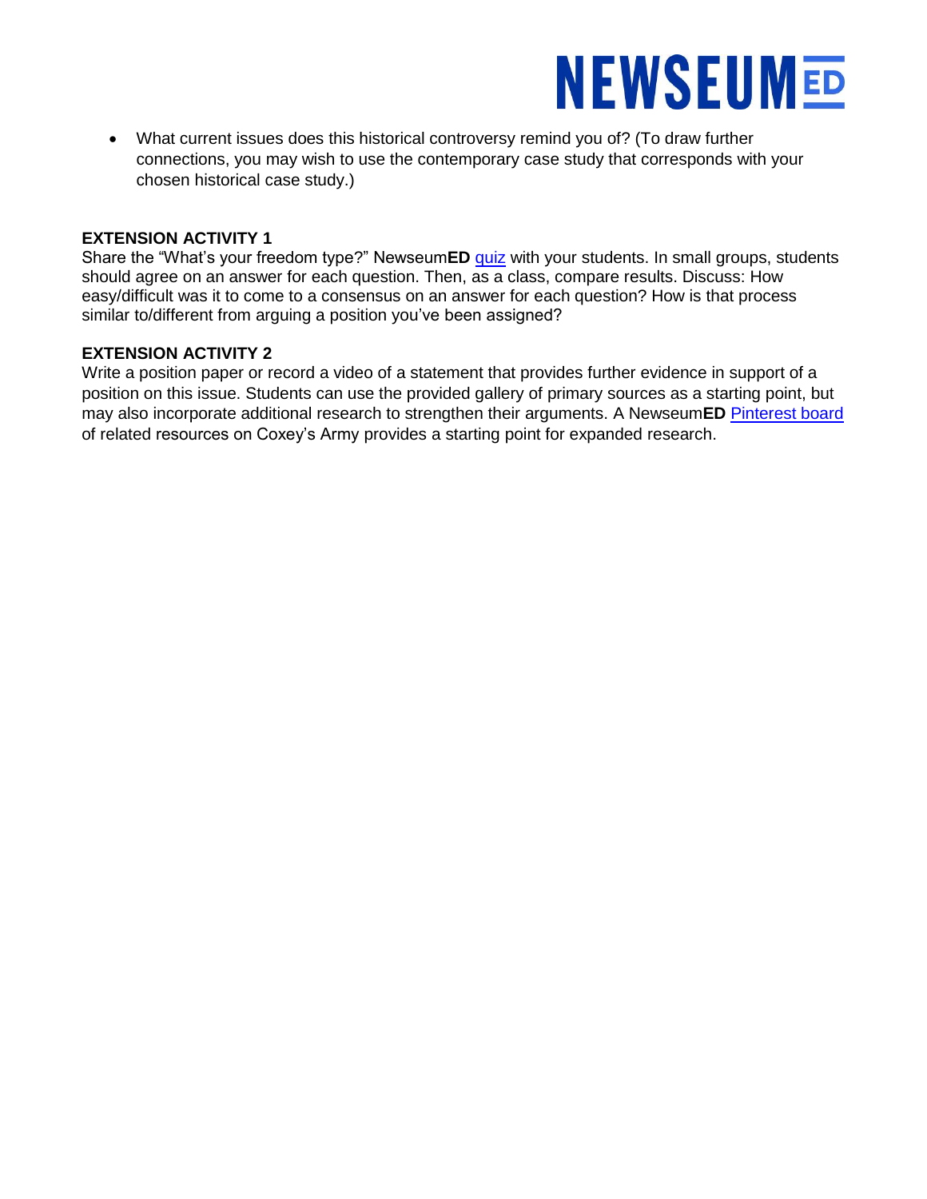- What current issues does this historical controversy remind you of? (To draw further connections, you may wish to use the contemporary case study that corresponds with your chosen historical case study.)

**EXTENSION ACTIVITY 1**

Share the "What's your freedom type?" Newseum**ED** quiz with your students. In small groups, students should agree on an answer for each question. Then, as a class, compare results. Discuss: How easy/difficult was it to come to a consensus on an answer for each question? How is that process similar to/different from arguing a position you've been assigned?

**EXTENSION ACTIVITY 2**

Write a position paper or record a video of a statement that provides further evidence in support of a position on this issue. Students can use the provided gallery of primary sources as a starting point, but may also incorporate additional research to strengthen their arguments. A Newseum**ED** Pinterest board of related resources on Coxey's Army provides a starting point for expanded research.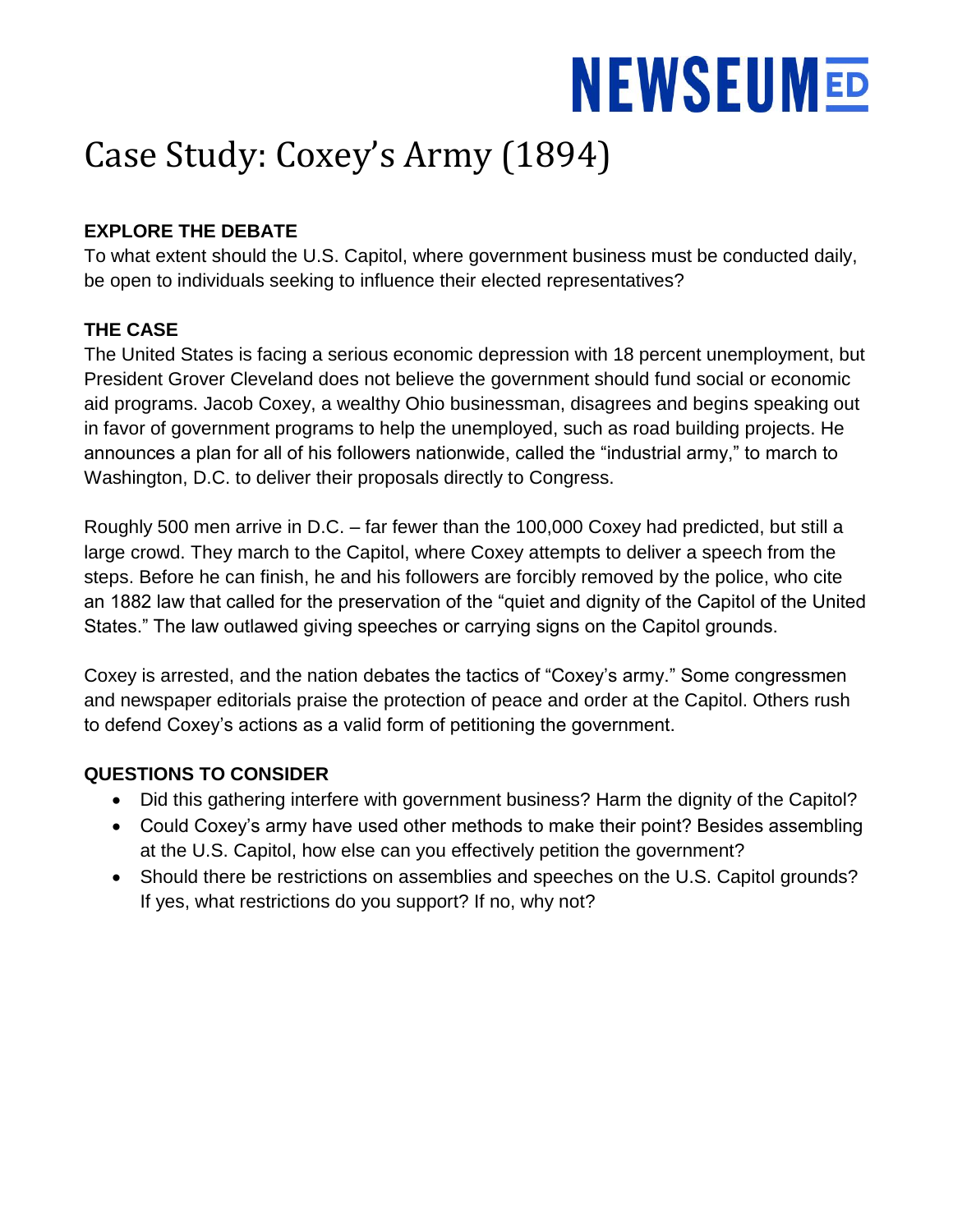# Case Study: Coxey's Army (1894)

**EXPLORE THE DEBATE**

To what extent should the U.S. Capitol, where government business must be conducted daily, be open to individuals seeking to influence their elected representatives?

**THE CASE**

The United States is facing a serious economic depression with 18 percent unemployment, but President Grover Cleveland does not believe the government should fund social or economic aid programs. Jacob Coxey, a wealthy Ohio businessman, disagrees and begins speaking out in favor of government programs to help the unemployed, such as road building projects. He announces a plan for all of his followers nationwide, called the "industrial army," to march to Washington, D.C. to deliver their proposals directly to Congress.

Roughly 500 men arrive in D.C. – far fewer than the 100,000 Coxey had predicted, but still a large crowd. They march to the Capitol, where Coxey attempts to deliver a speech from the steps. Before he can finish, he and his followers are forcibly removed by the police, who cite an 1882 law that called for the preservation of the "quiet and dignity of the Capitol of the United States." The law outlawed giving speeches or carrying signs on the Capitol grounds.

Coxey is arrested, and the nation debates the tactics of "Coxey's army." Some congressmen and newspaper editorials praise the protection of peace and order at the Capitol. Others rush to defend Coxey's actions as a valid form of petitioning the government.

**QUESTIONS TO CONSIDER**

- Did this gathering interfere with government business? Harm the dignity of the Capitol?
- Could Coxey's army have used other methods to make their point? Besides assembling at the U.S. Capitol, how else can you effectively petition the government?
- Should there be restrictions on assemblies and speeches on the U.S. Capitol grounds? If yes, what restrictions do you support? If no, why not?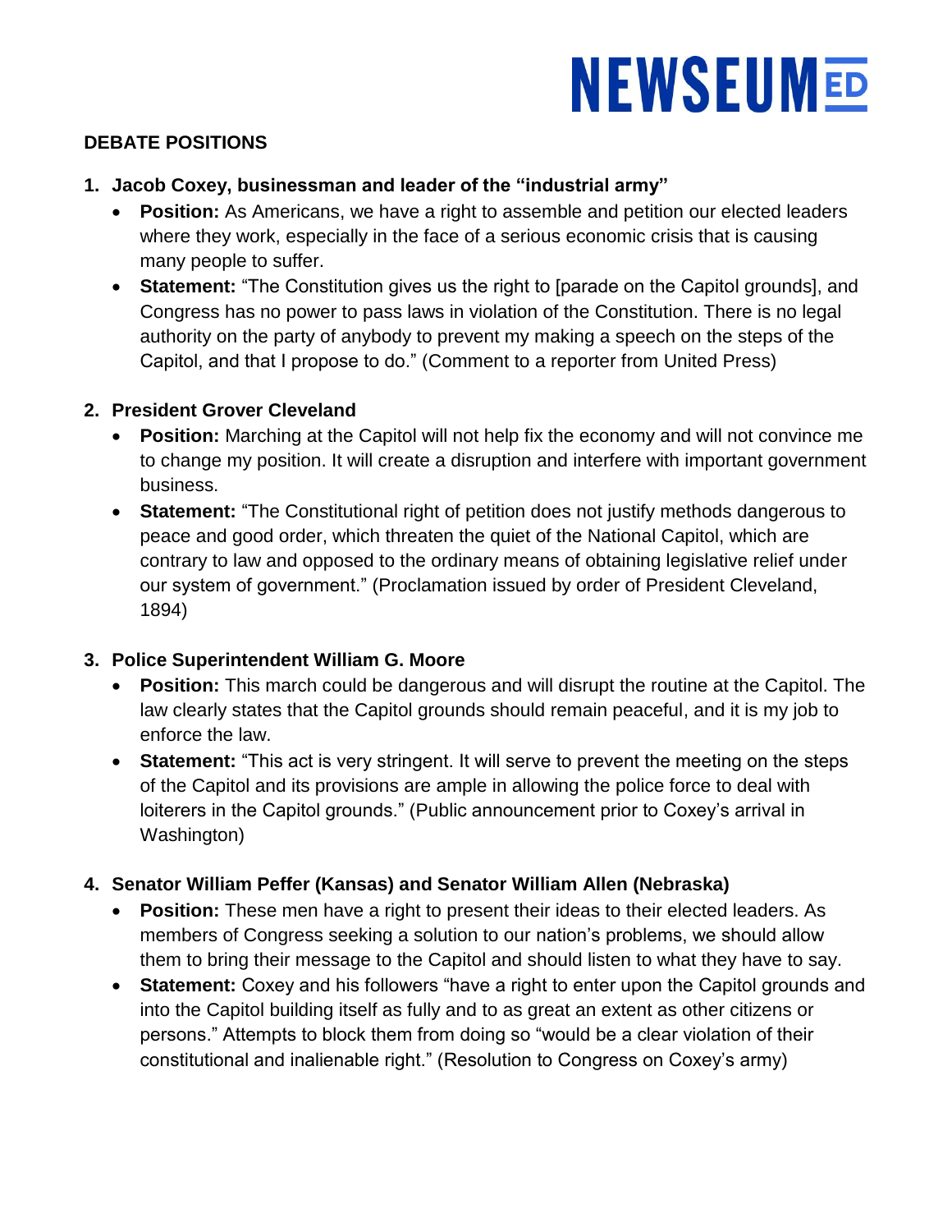**DEBATE POSITIONS**

1. **Jacob Coxey, businessman and leader of the "industrial army"**
   - **Position:** As Americans, we have a right to assemble and petition our elected leaders where they work, especially in the face of a serious economic crisis that is causing many people to suffer.
   - **Statement:** "The Constitution gives us the right to [parade on the Capitol grounds], and Congress has no power to pass laws in violation of the Constitution. There is no legal authority on the party of anybody to prevent my making a speech on the steps of the Capitol, and that I propose to do." (Comment to a reporter from United Press)

2. **President Grover Cleveland**
   - **Position:** Marching at the Capitol will not help fix the economy and will not convince me to change my position. It will create a disruption and interfere with important government business.
   - **Statement:** "The Constitutional right of petition does not justify methods dangerous to peace and good order, which threaten the quiet of the National Capitol, which are contrary to law and opposed to the ordinary means of obtaining legislative relief under our system of government." (Proclamation issued by order of President Cleveland, 1894)

3. **Police Superintendent William G. Moore**
   - **Position:** This march could be dangerous and will disrupt the routine at the Capitol. The law clearly states that the Capitol grounds should remain peaceful, and it is my job to enforce the law.
   - **Statement:** "This act is very stringent. It will serve to prevent the meeting on the steps of the Capitol and its provisions are ample in allowing the police force to deal with loiterers in the Capitol grounds." (Public announcement prior to Coxey's arrival in Washington)

4. **Senator William Peffer (Kansas) and Senator William Allen (Nebraska)**
   - **Position:** These men have a right to present their ideas to their elected leaders. As members of Congress seeking a solution to our nation's problems, we should allow them to bring their message to the Capitol and should listen to what they have to say.
   - **Statement:** Coxey and his followers "have a right to enter upon the Capitol grounds and into the Capitol building itself as fully and to as great an extent as other citizens or persons." Attempts to block them from doing so "would be a clear violation of their constitutional and inalienable right." (Resolution to Congress on Coxey's army)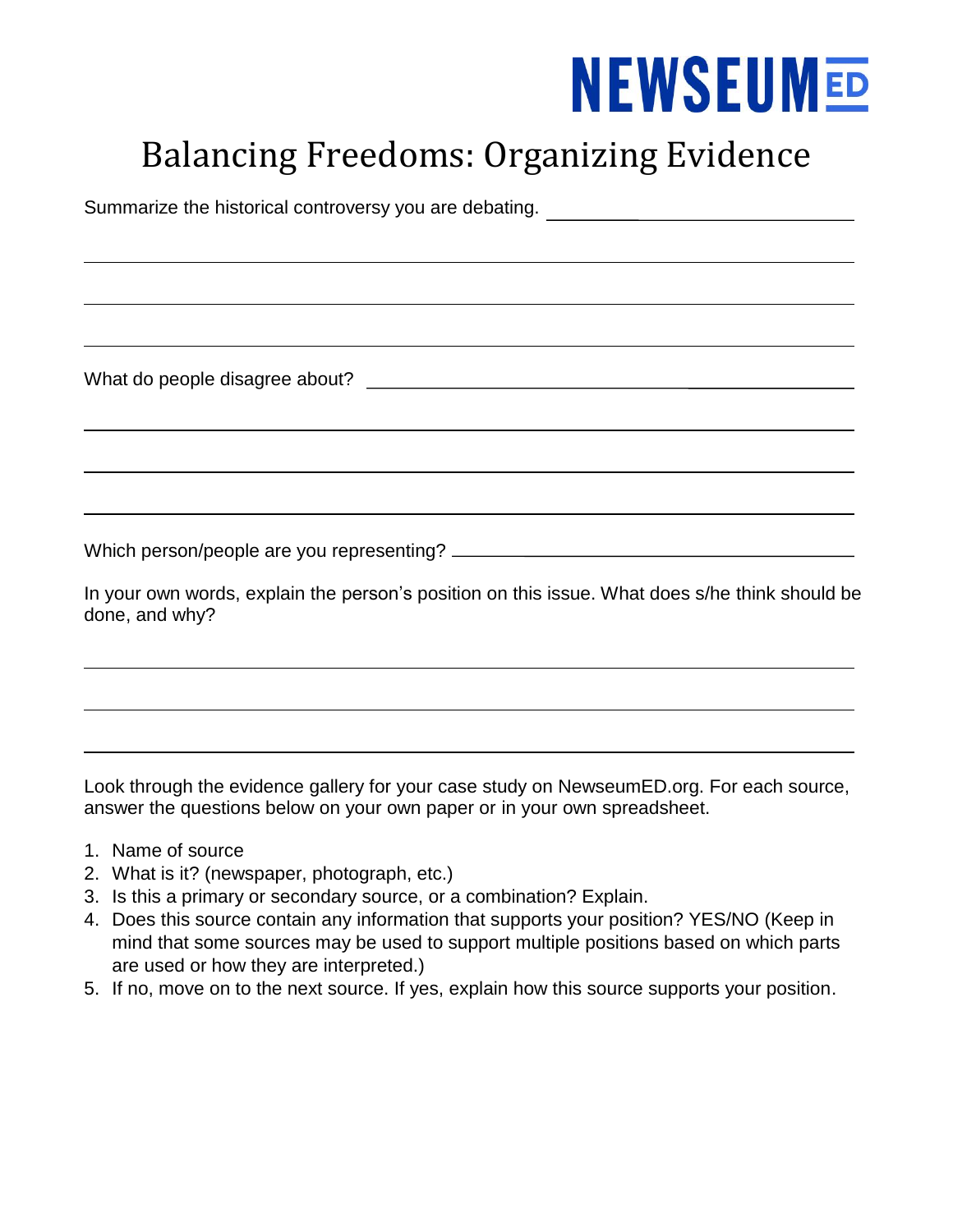NEWSEUM ED

# Balancing Freedoms: Organizing Evidence

Summarize the historical controversy you are debating. ______________________________

______________________________________________________________________________

______________________________________________________________________________

______________________________________________________________________________

What do people disagree about? ______________________________________________

______________________________________________________________________________

______________________________________________________________________________

______________________________________________________________________________

Which person/people are you representing? _____________________________________

In your own words, explain the person's position on this issue. What does s/he think should be done, and why?

______________________________________________________________________________

______________________________________________________________________________

______________________________________________________________________________

Look through the evidence gallery for your case study on NewseumED.org. For each source, answer the questions below on your own paper or in your own spreadsheet.

1. Name of source
2. What is it? (newspaper, photograph, etc.)
3. Is this a primary or secondary source, or a combination? Explain.
4. Does this source contain any information that supports your position? YES/NO (Keep in mind that some sources may be used to support multiple positions based on which parts are used or how they are interpreted.)
5. If no, move on to the next source. If yes, explain how this source supports your position.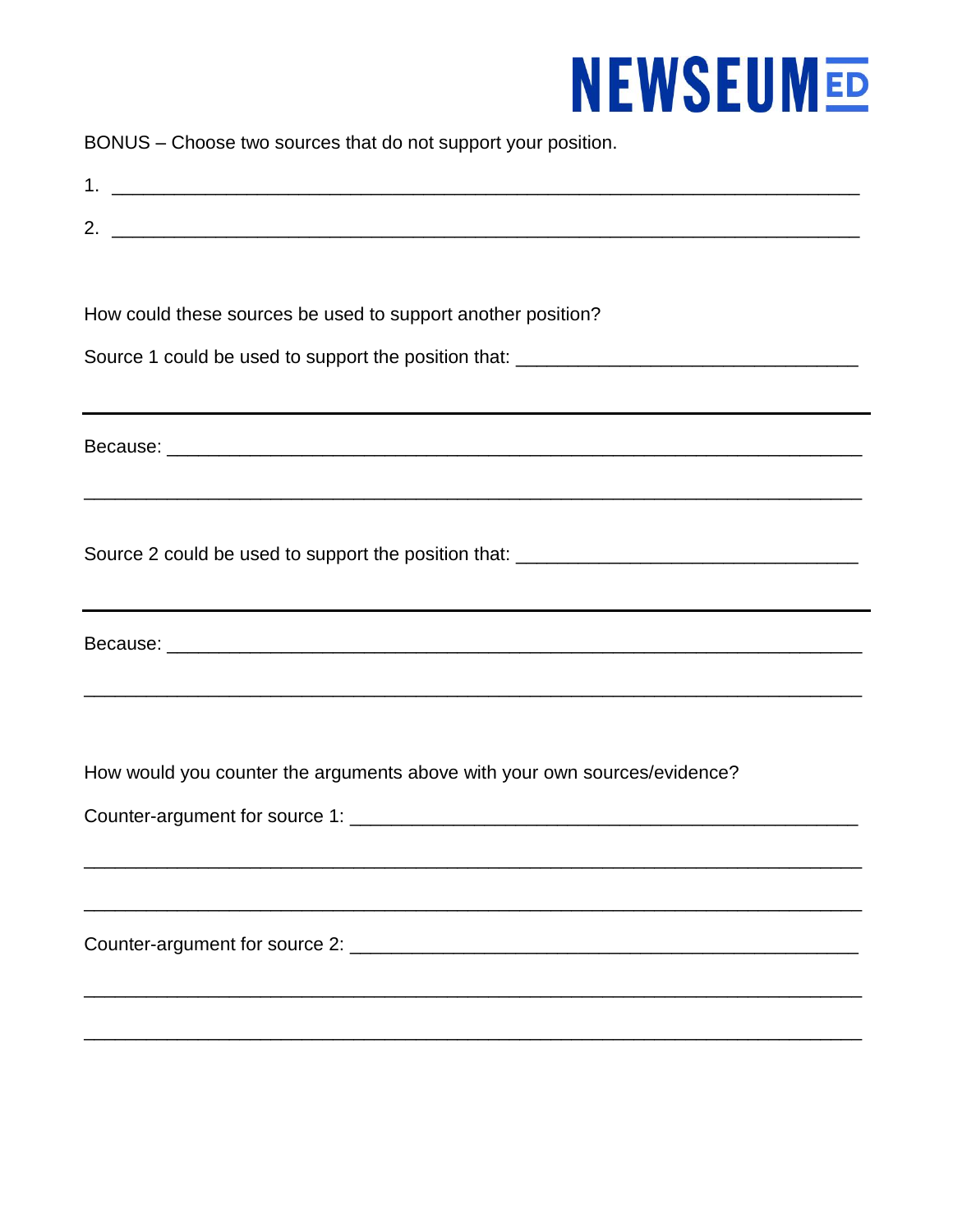BONUS – Choose two sources that do not support your position.

1. ______________________________________________________________________

2. ______________________________________________________________________

How could these sources be used to support another position?

Source 1 could be used to support the position that: ________________________________

______________________________________________________________________

Because: ______________________________________________________________

______________________________________________________________________

Source 2 could be used to support the position that: ________________________________

______________________________________________________________________

Because: ______________________________________________________________

______________________________________________________________________

How would you counter the arguments above with your own sources/evidence?

Counter-argument for source 1: __________________________________________

______________________________________________________________________

______________________________________________________________________

Counter-argument for source 2: __________________________________________

______________________________________________________________________

______________________________________________________________________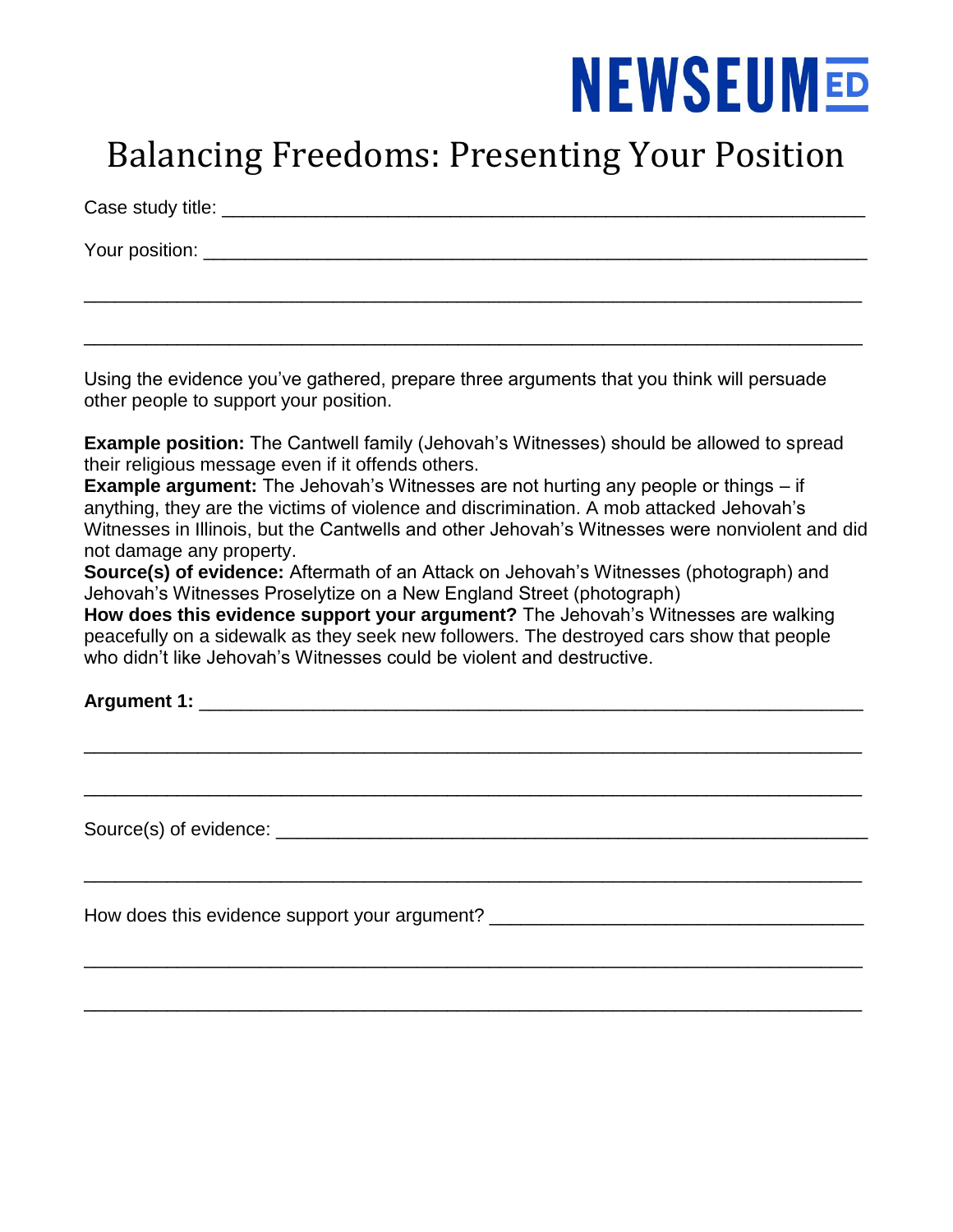NEWSEUM ED

# Balancing Freedoms: Presenting Your Position

Case study title: ____________________________________________________________

Your position: ______________________________________________________________

___________________________________________________________________________

___________________________________________________________________________

Using the evidence you've gathered, prepare three arguments that you think will persuade other people to support your position.

**Example position:** The Cantwell family (Jehovah's Witnesses) should be allowed to spread their religious message even if it offends others.
**Example argument:** The Jehovah's Witnesses are not hurting any people or things – if anything, they are the victims of violence and discrimination. A mob attacked Jehovah's Witnesses in Illinois, but the Cantwells and other Jehovah's Witnesses were nonviolent and did not damage any property.
**Source(s) of evidence:** Aftermath of an Attack on Jehovah's Witnesses (photograph) and Jehovah's Witnesses Proselytize on a New England Street (photograph)
**How does this evidence support your argument?** The Jehovah's Witnesses are walking peacefully on a sidewalk as they seek new followers. The destroyed cars show that people who didn't like Jehovah's Witnesses could be violent and destructive.

**Argument 1:** _________________________________________________________________

___________________________________________________________________________

___________________________________________________________________________

Source(s) of evidence: ___________________________________________________________

___________________________________________________________________________

How does this evidence support your argument? ___________________________________

___________________________________________________________________________

___________________________________________________________________________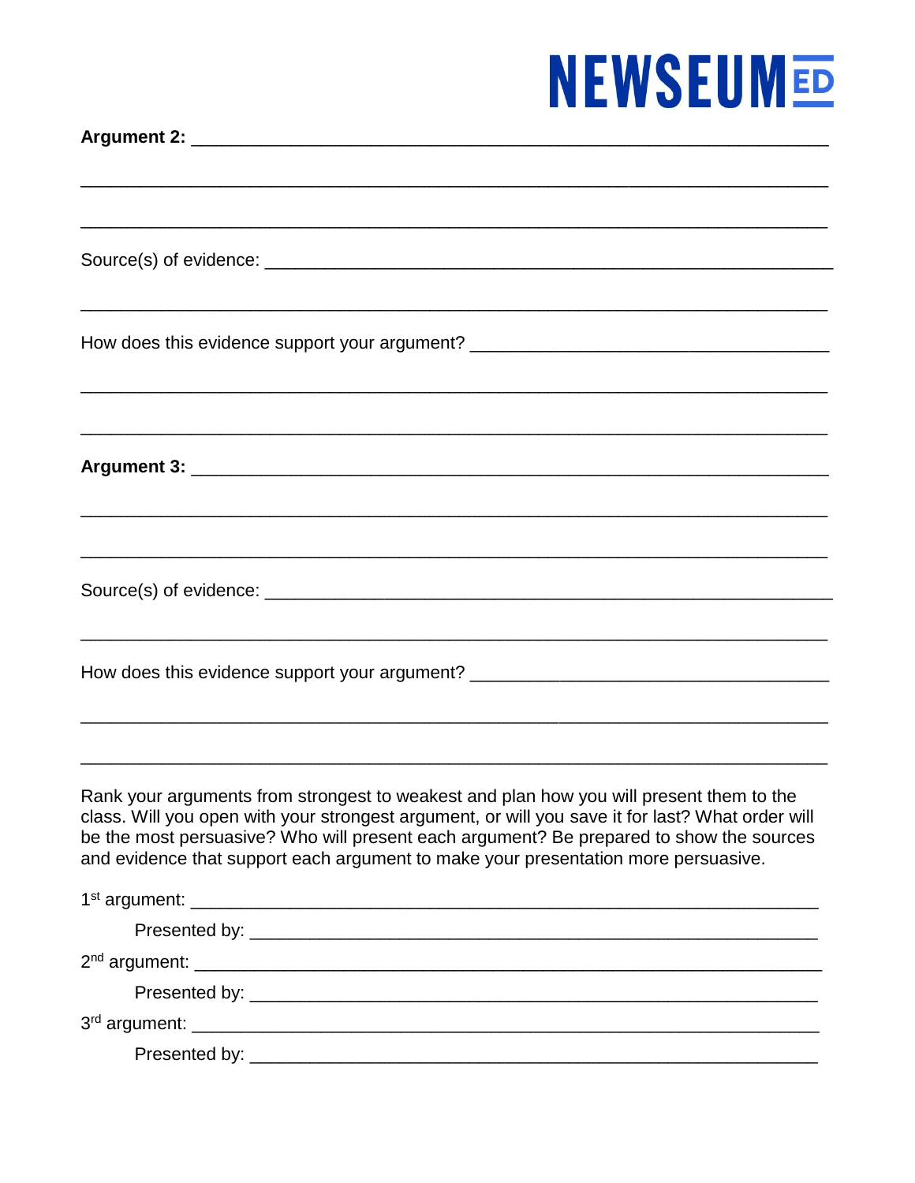**Argument 2:** ____________________________________________________________

______________________________________________________________________

______________________________________________________________________

Source(s) of evidence: _________________________________________________

______________________________________________________________________

How does this evidence support your argument? _____________________________

______________________________________________________________________

______________________________________________________________________

**Argument 3:** ____________________________________________________________

______________________________________________________________________

______________________________________________________________________

Source(s) of evidence: _________________________________________________

______________________________________________________________________

How does this evidence support your argument? _____________________________

______________________________________________________________________

______________________________________________________________________

Rank your arguments from strongest to weakest and plan how you will present them to the class. Will you open with your strongest argument, or will you save it for last? What order will be the most persuasive? Who will present each argument? Be prepared to show the sources and evidence that support each argument to make your presentation more persuasive.

1st argument: _______________________________________________________

Presented by: _______________________________________________________

2nd argument: _______________________________________________________

Presented by: _______________________________________________________

3rd argument: _______________________________________________________

Presented by: _______________________________________________________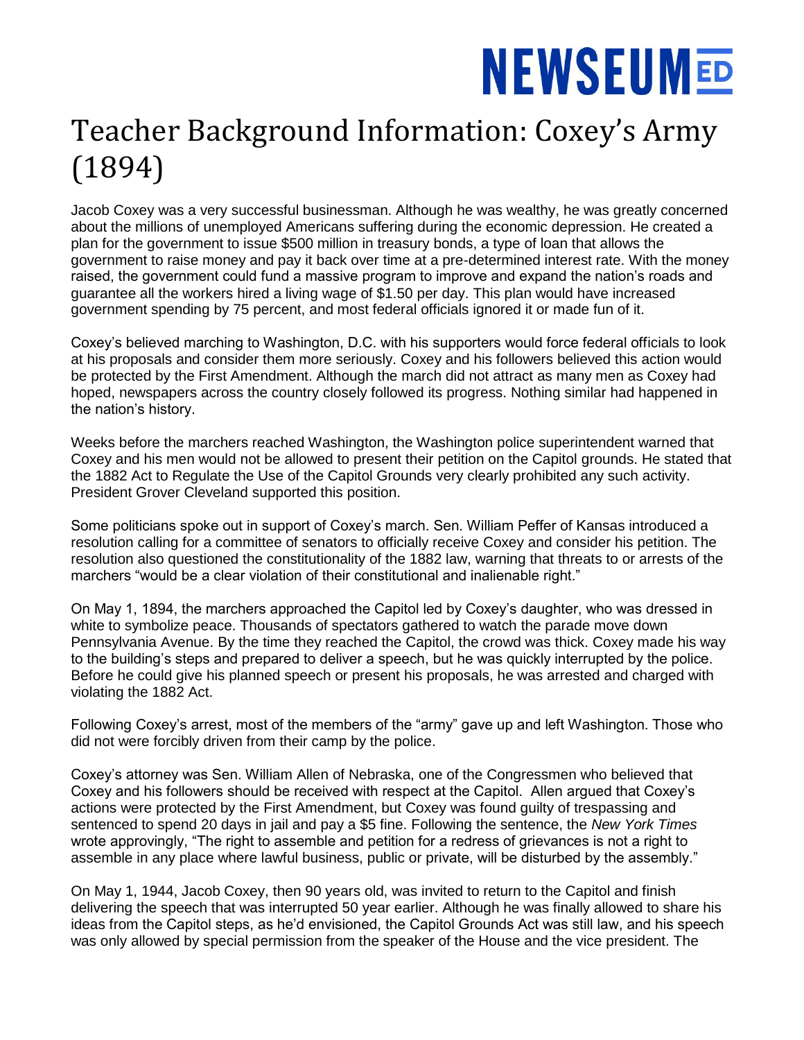# Teacher Background Information: Coxey's Army (1894)

Jacob Coxey was a very successful businessman. Although he was wealthy, he was greatly concerned about the millions of unemployed Americans suffering during the economic depression. He created a plan for the government to issue $500 million in treasury bonds, a type of loan that allows the government to raise money and pay it back over time at a pre-determined interest rate. With the money raised, the government could fund a massive program to improve and expand the nation's roads and guarantee all the workers hired a living wage of $1.50 per day. This plan would have increased government spending by 75 percent, and most federal officials ignored it or made fun of it.

Coxey's believed marching to Washington, D.C. with his supporters would force federal officials to look at his proposals and consider them more seriously. Coxey and his followers believed this action would be protected by the First Amendment. Although the march did not attract as many men as Coxey had hoped, newspapers across the country closely followed its progress. Nothing similar had happened in the nation's history.

Weeks before the marchers reached Washington, the Washington police superintendent warned that Coxey and his men would not be allowed to present their petition on the Capitol grounds. He stated that the 1882 Act to Regulate the Use of the Capitol Grounds very clearly prohibited any such activity. President Grover Cleveland supported this position.

Some politicians spoke out in support of Coxey's march. Sen. William Peffer of Kansas introduced a resolution calling for a committee of senators to officially receive Coxey and consider his petition. The resolution also questioned the constitutionality of the 1882 law, warning that threats to or arrests of the marchers "would be a clear violation of their constitutional and inalienable right."

On May 1, 1894, the marchers approached the Capitol led by Coxey's daughter, who was dressed in white to symbolize peace. Thousands of spectators gathered to watch the parade move down Pennsylvania Avenue. By the time they reached the Capitol, the crowd was thick. Coxey made his way to the building's steps and prepared to deliver a speech, but he was quickly interrupted by the police. Before he could give his planned speech or present his proposals, he was arrested and charged with violating the 1882 Act.

Following Coxey's arrest, most of the members of the "army" gave up and left Washington. Those who did not were forcibly driven from their camp by the police.

Coxey's attorney was Sen. William Allen of Nebraska, one of the Congressmen who believed that Coxey and his followers should be received with respect at the Capitol. Allen argued that Coxey's actions were protected by the First Amendment, but Coxey was found guilty of trespassing and sentenced to spend 20 days in jail and pay a $5 fine. Following the sentence, the *New York Times* wrote approvingly, "The right to assemble and petition for a redress of grievances is not a right to assemble in any place where lawful business, public or private, will be disturbed by the assembly."

On May 1, 1944, Jacob Coxey, then 90 years old, was invited to return to the Capitol and finish delivering the speech that was interrupted 50 year earlier. Although he was finally allowed to share his ideas from the Capitol steps, as he'd envisioned, the Capitol Grounds Act was still law, and his speech was only allowed by special permission from the speaker of the House and the vice president. The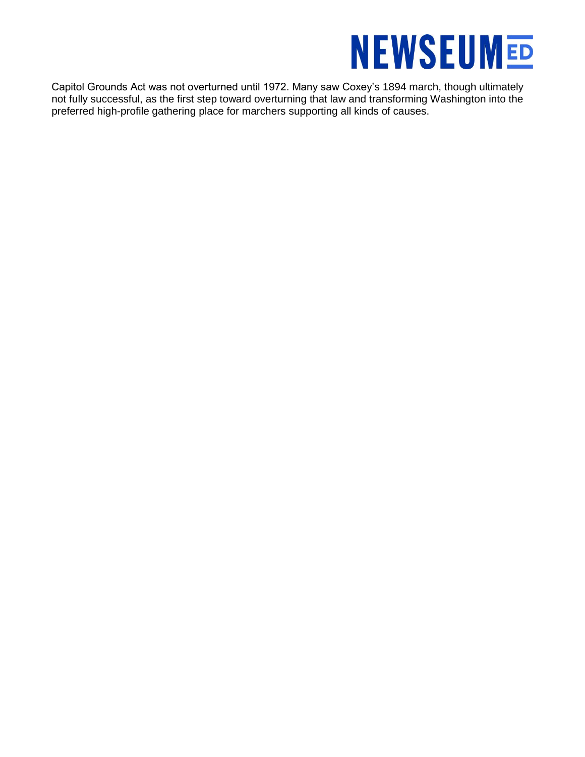Capitol Grounds Act was not overturned until 1972. Many saw Coxey's 1894 march, though ultimately not fully successful, as the first step toward overturning that law and transforming Washington into the preferred high-profile gathering place for marchers supporting all kinds of causes.